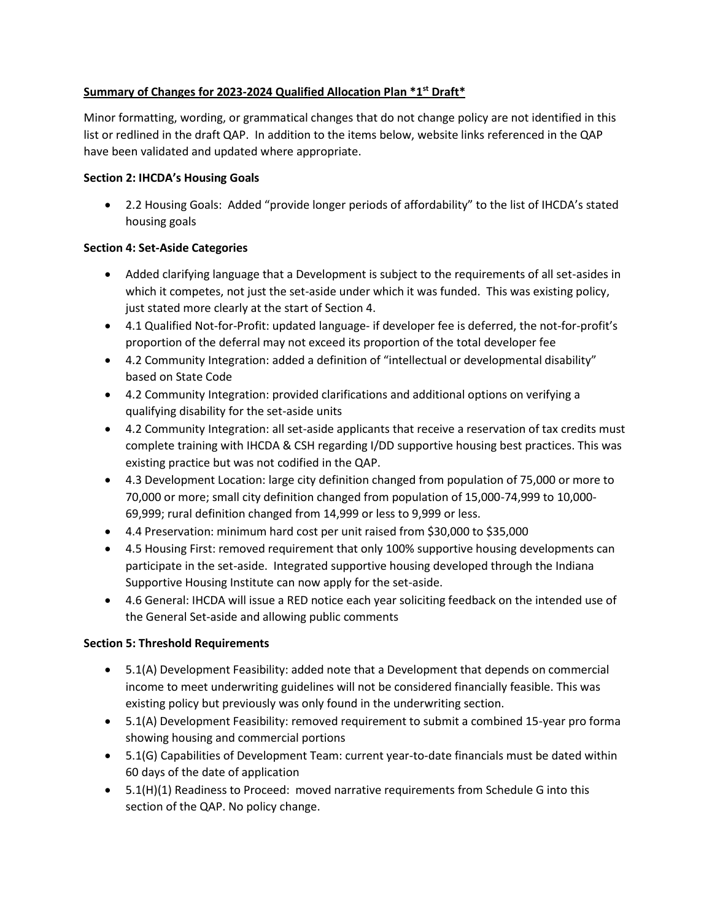**Summary of Changes for 2023-2024 Qualified Allocation Plan *1st Draft***

Minor formatting, wording, or grammatical changes that do not change policy are not identified in this list or redlined in the draft QAP. In addition to the items below, website links referenced in the QAP have been validated and updated where appropriate.

**Section 2: IHCDA's Housing Goals**

- 2.2 Housing Goals: Added "provide longer periods of affordability" to the list of IHCDA's stated housing goals

**Section 4: Set-Aside Categories**

- Added clarifying language that a Development is subject to the requirements of all set-asides in which it competes, not just the set-aside under which it was funded. This was existing policy, just stated more clearly at the start of Section 4.
- 4.1 Qualified Not-for-Profit: updated language- if developer fee is deferred, the not-for-profit's proportion of the deferral may not exceed its proportion of the total developer fee
- 4.2 Community Integration: added a definition of "intellectual or developmental disability" based on State Code
- 4.2 Community Integration: provided clarifications and additional options on verifying a qualifying disability for the set-aside units
- 4.2 Community Integration: all set-aside applicants that receive a reservation of tax credits must complete training with IHCDA & CSH regarding I/DD supportive housing best practices. This was existing practice but was not codified in the QAP.
- 4.3 Development Location: large city definition changed from population of 75,000 or more to 70,000 or more; small city definition changed from population of 15,000-74,999 to 10,000-69,999; rural definition changed from 14,999 or less to 9,999 or less.
- 4.4 Preservation: minimum hard cost per unit raised from $30,000 to $35,000
- 4.5 Housing First: removed requirement that only 100% supportive housing developments can participate in the set-aside. Integrated supportive housing developed through the Indiana Supportive Housing Institute can now apply for the set-aside.
- 4.6 General: IHCDA will issue a RED notice each year soliciting feedback on the intended use of the General Set-aside and allowing public comments

**Section 5: Threshold Requirements**

- 5.1(A) Development Feasibility: added note that a Development that depends on commercial income to meet underwriting guidelines will not be considered financially feasible. This was existing policy but previously was only found in the underwriting section.
- 5.1(A) Development Feasibility: removed requirement to submit a combined 15-year pro forma showing housing and commercial portions
- 5.1(G) Capabilities of Development Team: current year-to-date financials must be dated within 60 days of the date of application
- 5.1(H)(1) Readiness to Proceed: moved narrative requirements from Schedule G into this section of the QAP. No policy change.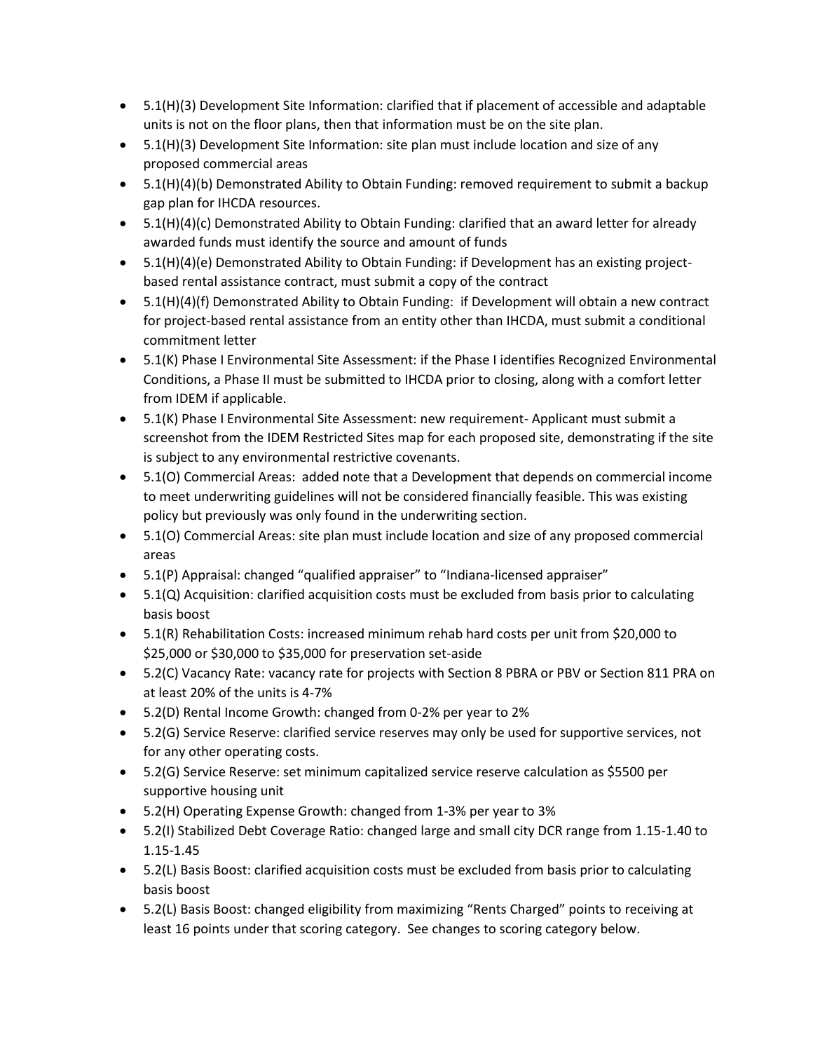- 5.1(H)(3) Development Site Information: clarified that if placement of accessible and adaptable units is not on the floor plans, then that information must be on the site plan.
- 5.1(H)(3) Development Site Information: site plan must include location and size of any proposed commercial areas
- 5.1(H)(4)(b) Demonstrated Ability to Obtain Funding: removed requirement to submit a backup gap plan for IHCDA resources.
- 5.1(H)(4)(c) Demonstrated Ability to Obtain Funding: clarified that an award letter for already awarded funds must identify the source and amount of funds
- 5.1(H)(4)(e) Demonstrated Ability to Obtain Funding: if Development has an existing project-based rental assistance contract, must submit a copy of the contract
- 5.1(H)(4)(f) Demonstrated Ability to Obtain Funding: if Development will obtain a new contract for project-based rental assistance from an entity other than IHCDA, must submit a conditional commitment letter
- 5.1(K) Phase I Environmental Site Assessment: if the Phase I identifies Recognized Environmental Conditions, a Phase II must be submitted to IHCDA prior to closing, along with a comfort letter from IDEM if applicable.
- 5.1(K) Phase I Environmental Site Assessment: new requirement- Applicant must submit a screenshot from the IDEM Restricted Sites map for each proposed site, demonstrating if the site is subject to any environmental restrictive covenants.
- 5.1(O) Commercial Areas: added note that a Development that depends on commercial income to meet underwriting guidelines will not be considered financially feasible. This was existing policy but previously was only found in the underwriting section.
- 5.1(O) Commercial Areas: site plan must include location and size of any proposed commercial areas
- 5.1(P) Appraisal: changed "qualified appraiser" to "Indiana-licensed appraiser"
- 5.1(Q) Acquisition: clarified acquisition costs must be excluded from basis prior to calculating basis boost
- 5.1(R) Rehabilitation Costs: increased minimum rehab hard costs per unit from $20,000 to $25,000 or $30,000 to $35,000 for preservation set-aside
- 5.2(C) Vacancy Rate: vacancy rate for projects with Section 8 PBRA or PBV or Section 811 PRA on at least 20% of the units is 4-7%
- 5.2(D) Rental Income Growth: changed from 0-2% per year to 2%
- 5.2(G) Service Reserve: clarified service reserves may only be used for supportive services, not for any other operating costs.
- 5.2(G) Service Reserve: set minimum capitalized service reserve calculation as $5500 per supportive housing unit
- 5.2(H) Operating Expense Growth: changed from 1-3% per year to 3%
- 5.2(I) Stabilized Debt Coverage Ratio: changed large and small city DCR range from 1.15-1.40 to 1.15-1.45
- 5.2(L) Basis Boost: clarified acquisition costs must be excluded from basis prior to calculating basis boost
- 5.2(L) Basis Boost: changed eligibility from maximizing "Rents Charged" points to receiving at least 16 points under that scoring category. See changes to scoring category below.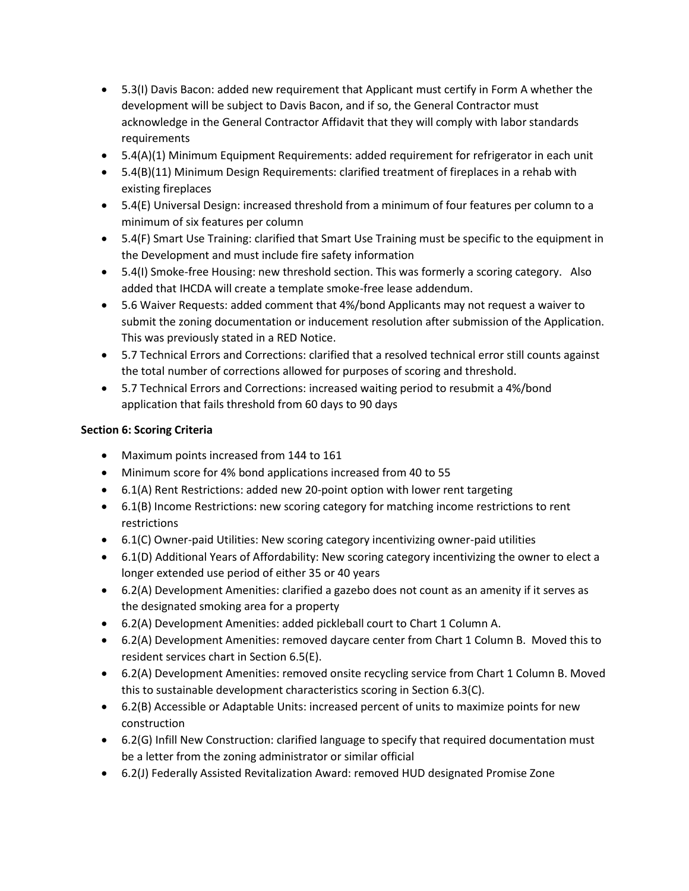- 5.3(I) Davis Bacon: added new requirement that Applicant must certify in Form A whether the development will be subject to Davis Bacon, and if so, the General Contractor must acknowledge in the General Contractor Affidavit that they will comply with labor standards requirements
- 5.4(A)(1) Minimum Equipment Requirements: added requirement for refrigerator in each unit
- 5.4(B)(11) Minimum Design Requirements: clarified treatment of fireplaces in a rehab with existing fireplaces
- 5.4(E) Universal Design: increased threshold from a minimum of four features per column to a minimum of six features per column
- 5.4(F) Smart Use Training: clarified that Smart Use Training must be specific to the equipment in the Development and must include fire safety information
- 5.4(I) Smoke-free Housing: new threshold section. This was formerly a scoring category. Also added that IHCDA will create a template smoke-free lease addendum.
- 5.6 Waiver Requests: added comment that 4%/bond Applicants may not request a waiver to submit the zoning documentation or inducement resolution after submission of the Application. This was previously stated in a RED Notice.
- 5.7 Technical Errors and Corrections: clarified that a resolved technical error still counts against the total number of corrections allowed for purposes of scoring and threshold.
- 5.7 Technical Errors and Corrections: increased waiting period to resubmit a 4%/bond application that fails threshold from 60 days to 90 days

**Section 6: Scoring Criteria**

- Maximum points increased from 144 to 161
- Minimum score for 4% bond applications increased from 40 to 55
- 6.1(A) Rent Restrictions: added new 20-point option with lower rent targeting
- 6.1(B) Income Restrictions: new scoring category for matching income restrictions to rent restrictions
- 6.1(C) Owner-paid Utilities: New scoring category incentivizing owner-paid utilities
- 6.1(D) Additional Years of Affordability: New scoring category incentivizing the owner to elect a longer extended use period of either 35 or 40 years
- 6.2(A) Development Amenities: clarified a gazebo does not count as an amenity if it serves as the designated smoking area for a property
- 6.2(A) Development Amenities: added pickleball court to Chart 1 Column A.
- 6.2(A) Development Amenities: removed daycare center from Chart 1 Column B. Moved this to resident services chart in Section 6.5(E).
- 6.2(A) Development Amenities: removed onsite recycling service from Chart 1 Column B. Moved this to sustainable development characteristics scoring in Section 6.3(C).
- 6.2(B) Accessible or Adaptable Units: increased percent of units to maximize points for new construction
- 6.2(G) Infill New Construction: clarified language to specify that required documentation must be a letter from the zoning administrator or similar official
- 6.2(J) Federally Assisted Revitalization Award: removed HUD designated Promise Zone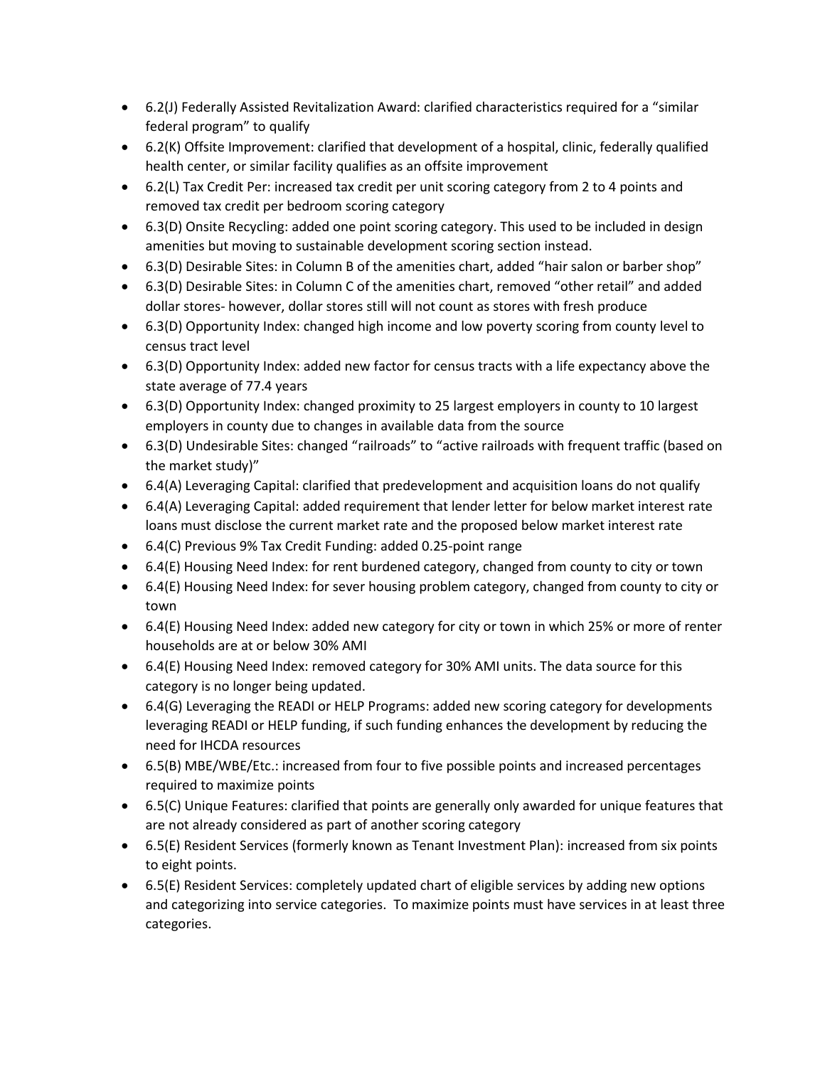- 6.2(J) Federally Assisted Revitalization Award: clarified characteristics required for a "similar federal program" to qualify
- 6.2(K) Offsite Improvement: clarified that development of a hospital, clinic, federally qualified health center, or similar facility qualifies as an offsite improvement
- 6.2(L) Tax Credit Per: increased tax credit per unit scoring category from 2 to 4 points and removed tax credit per bedroom scoring category
- 6.3(D) Onsite Recycling: added one point scoring category. This used to be included in design amenities but moving to sustainable development scoring section instead.
- 6.3(D) Desirable Sites: in Column B of the amenities chart, added "hair salon or barber shop"
- 6.3(D) Desirable Sites: in Column C of the amenities chart, removed "other retail" and added dollar stores- however, dollar stores still will not count as stores with fresh produce
- 6.3(D) Opportunity Index: changed high income and low poverty scoring from county level to census tract level
- 6.3(D) Opportunity Index: added new factor for census tracts with a life expectancy above the state average of 77.4 years
- 6.3(D) Opportunity Index: changed proximity to 25 largest employers in county to 10 largest employers in county due to changes in available data from the source
- 6.3(D) Undesirable Sites: changed "railroads" to "active railroads with frequent traffic (based on the market study)"
- 6.4(A) Leveraging Capital: clarified that predevelopment and acquisition loans do not qualify
- 6.4(A) Leveraging Capital: added requirement that lender letter for below market interest rate loans must disclose the current market rate and the proposed below market interest rate
- 6.4(C) Previous 9% Tax Credit Funding: added 0.25-point range
- 6.4(E) Housing Need Index: for rent burdened category, changed from county to city or town
- 6.4(E) Housing Need Index: for sever housing problem category, changed from county to city or town
- 6.4(E) Housing Need Index: added new category for city or town in which 25% or more of renter households are at or below 30% AMI
- 6.4(E) Housing Need Index: removed category for 30% AMI units. The data source for this category is no longer being updated.
- 6.4(G) Leveraging the READI or HELP Programs: added new scoring category for developments leveraging READI or HELP funding, if such funding enhances the development by reducing the need for IHCDA resources
- 6.5(B) MBE/WBE/Etc.: increased from four to five possible points and increased percentages required to maximize points
- 6.5(C) Unique Features: clarified that points are generally only awarded for unique features that are not already considered as part of another scoring category
- 6.5(E) Resident Services (formerly known as Tenant Investment Plan): increased from six points to eight points.
- 6.5(E) Resident Services: completely updated chart of eligible services by adding new options and categorizing into service categories. To maximize points must have services in at least three categories.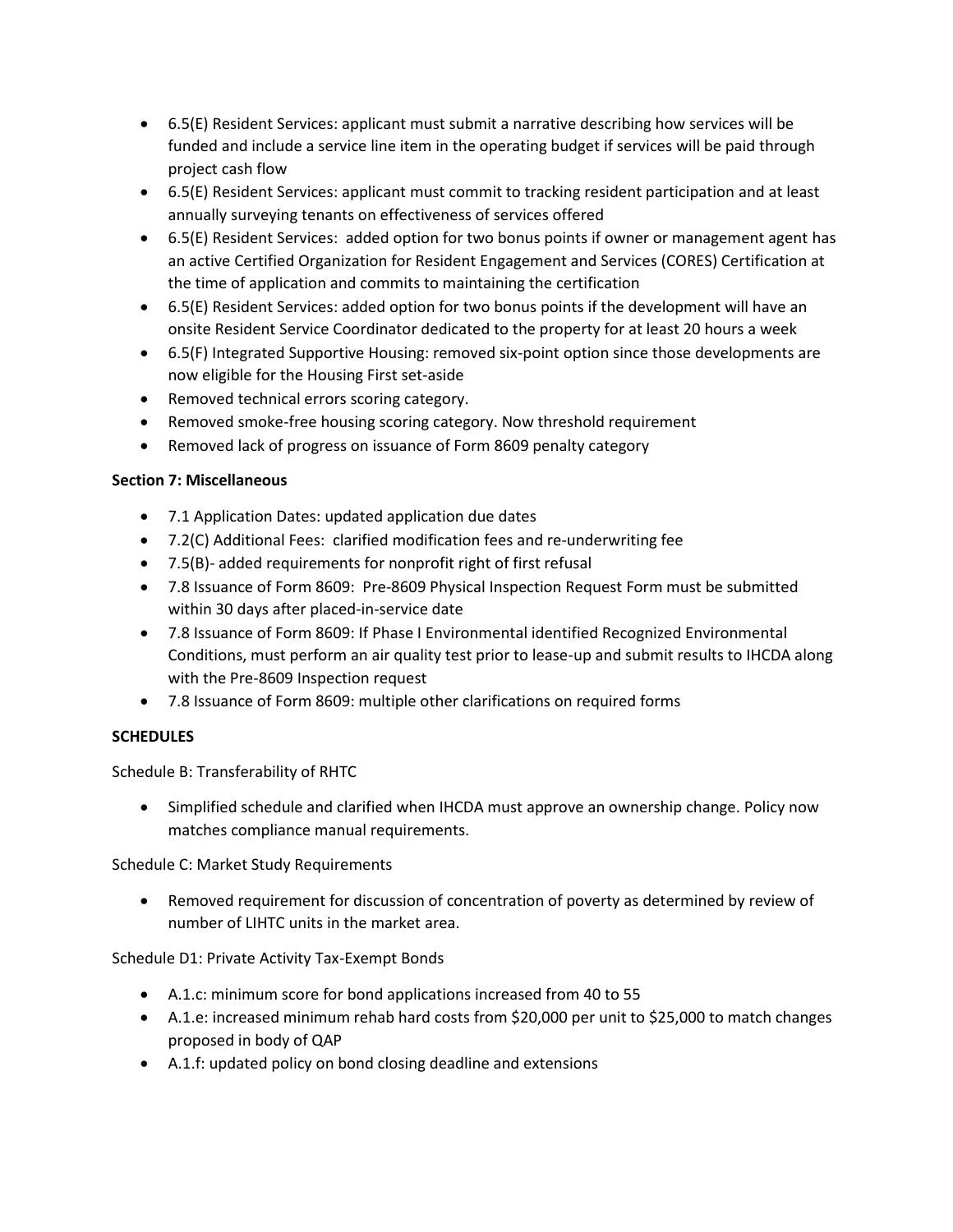- 6.5(E) Resident Services: applicant must submit a narrative describing how services will be funded and include a service line item in the operating budget if services will be paid through project cash flow
- 6.5(E) Resident Services: applicant must commit to tracking resident participation and at least annually surveying tenants on effectiveness of services offered
- 6.5(E) Resident Services: added option for two bonus points if owner or management agent has an active Certified Organization for Resident Engagement and Services (CORES) Certification at the time of application and commits to maintaining the certification
- 6.5(E) Resident Services: added option for two bonus points if the development will have an onsite Resident Service Coordinator dedicated to the property for at least 20 hours a week
- 6.5(F) Integrated Supportive Housing: removed six-point option since those developments are now eligible for the Housing First set-aside
- Removed technical errors scoring category.
- Removed smoke-free housing scoring category. Now threshold requirement
- Removed lack of progress on issuance of Form 8609 penalty category

**Section 7: Miscellaneous**

- 7.1 Application Dates: updated application due dates
- 7.2(C) Additional Fees: clarified modification fees and re-underwriting fee
- 7.5(B)- added requirements for nonprofit right of first refusal
- 7.8 Issuance of Form 8609: Pre-8609 Physical Inspection Request Form must be submitted within 30 days after placed-in-service date
- 7.8 Issuance of Form 8609: If Phase I Environmental identified Recognized Environmental Conditions, must perform an air quality test prior to lease-up and submit results to IHCDA along with the Pre-8609 Inspection request
- 7.8 Issuance of Form 8609: multiple other clarifications on required forms

**SCHEDULES**

Schedule B: Transferability of RHTC

- Simplified schedule and clarified when IHCDA must approve an ownership change. Policy now matches compliance manual requirements.

Schedule C: Market Study Requirements

- Removed requirement for discussion of concentration of poverty as determined by review of number of LIHTC units in the market area.

Schedule D1: Private Activity Tax-Exempt Bonds

- A.1.c: minimum score for bond applications increased from 40 to 55
- A.1.e: increased minimum rehab hard costs from $20,000 per unit to $25,000 to match changes proposed in body of QAP
- A.1.f: updated policy on bond closing deadline and extensions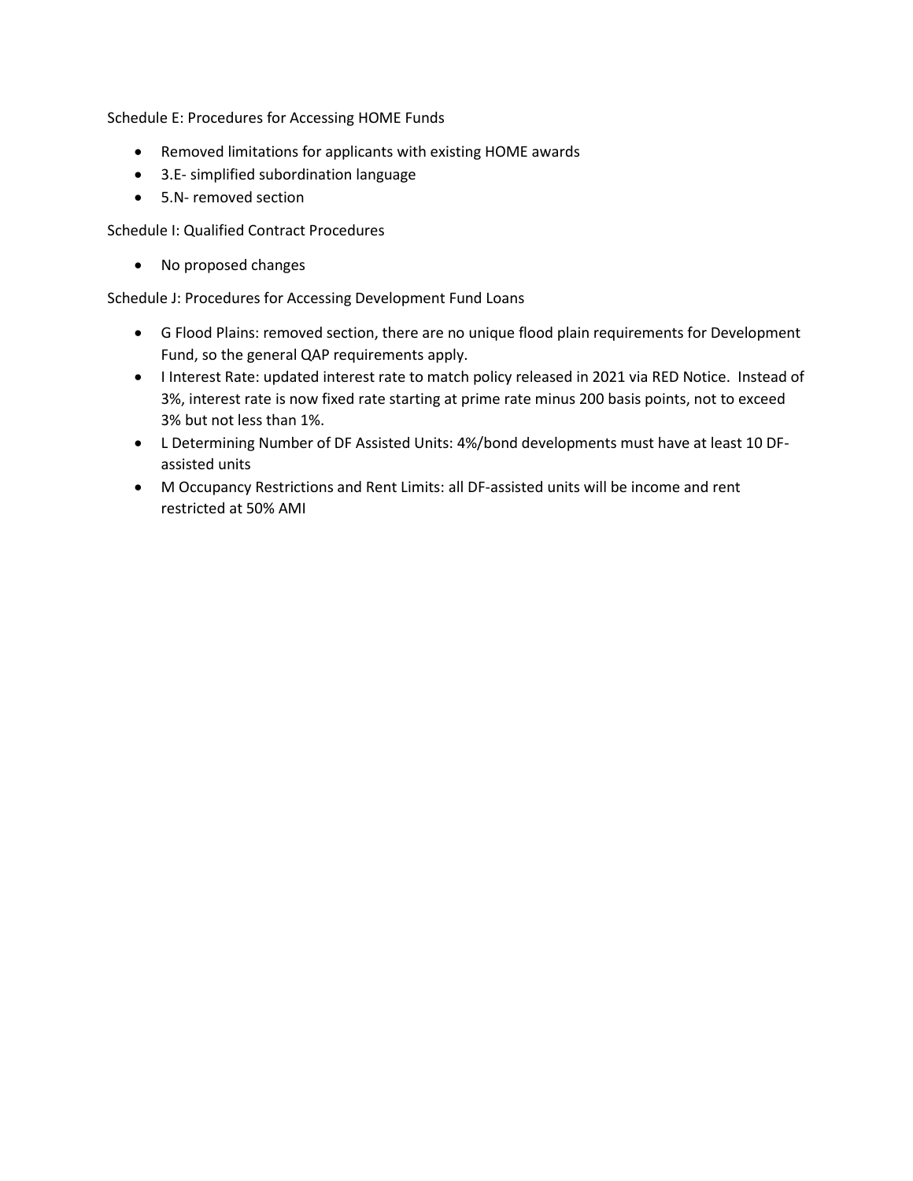Schedule E: Procedures for Accessing HOME Funds

- Removed limitations for applicants with existing HOME awards
- 3.E- simplified subordination language
- 5.N- removed section

Schedule I: Qualified Contract Procedures

- No proposed changes

Schedule J: Procedures for Accessing Development Fund Loans

- G Flood Plains: removed section, there are no unique flood plain requirements for Development Fund, so the general QAP requirements apply.
- I Interest Rate: updated interest rate to match policy released in 2021 via RED Notice. Instead of 3%, interest rate is now fixed rate starting at prime rate minus 200 basis points, not to exceed 3% but not less than 1%.
- L Determining Number of DF Assisted Units: 4%/bond developments must have at least 10 DF-assisted units
- M Occupancy Restrictions and Rent Limits: all DF-assisted units will be income and rent restricted at 50% AMI